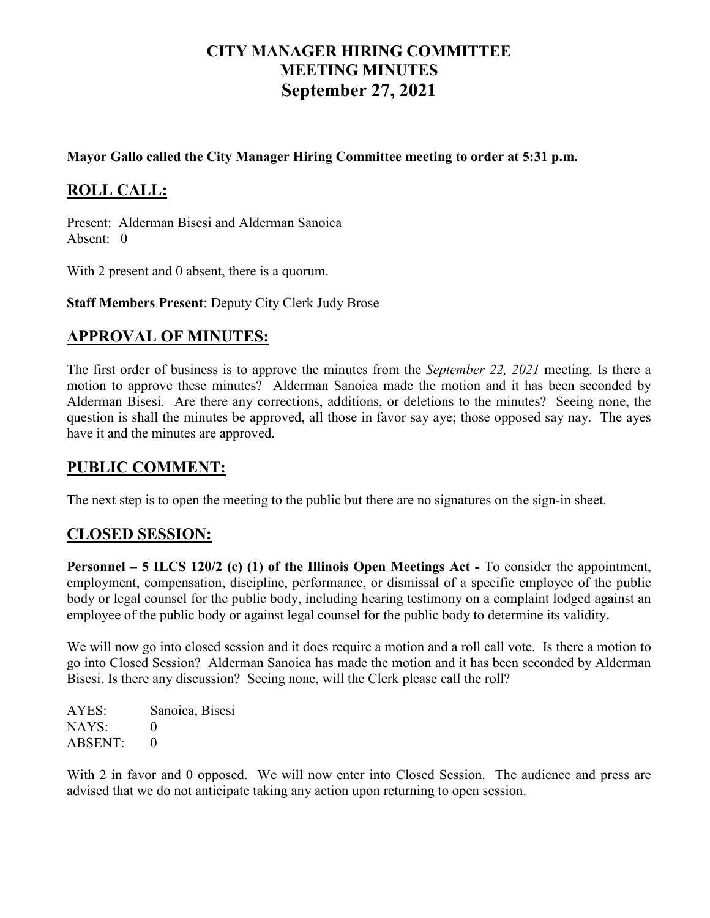# CITY MANAGER HIRING COMMITTEE
# MEETING MINUTES
# September 27, 2021

**Mayor Gallo called the City Manager Hiring Committee meeting to order at 5:31 p.m.**

## ROLL CALL:

Present: Alderman Bisesi and Alderman Sanoica
Absent: 0

With 2 present and 0 absent, there is a quorum.

**Staff Members Present**: Deputy City Clerk Judy Brose

## APPROVAL OF MINUTES:

The first order of business is to approve the minutes from the *September 22, 2021* meeting. Is there a motion to approve these minutes? Alderman Sanoica made the motion and it has been seconded by Alderman Bisesi. Are there any corrections, additions, or deletions to the minutes? Seeing none, the question is shall the minutes be approved, all those in favor say aye; those opposed say nay. The ayes have it and the minutes are approved.

## PUBLIC COMMENT:

The next step is to open the meeting to the public but there are no signatures on the sign-in sheet.

## CLOSED SESSION:

**Personnel – 5 ILCS 120/2 (c) (1) of the Illinois Open Meetings Act -** To consider the appointment, employment, compensation, discipline, performance, or dismissal of a specific employee of the public body or legal counsel for the public body, including hearing testimony on a complaint lodged against an employee of the public body or against legal counsel for the public body to determine its validity**.**

We will now go into closed session and it does require a motion and a roll call vote. Is there a motion to go into Closed Session? Alderman Sanoica has made the motion and it has been seconded by Alderman Bisesi. Is there any discussion? Seeing none, will the Clerk please call the roll?

AYES: Sanoica, Bisesi
NAYS: 0
ABSENT: 0

With 2 in favor and 0 opposed. We will now enter into Closed Session. The audience and press are advised that we do not anticipate taking any action upon returning to open session.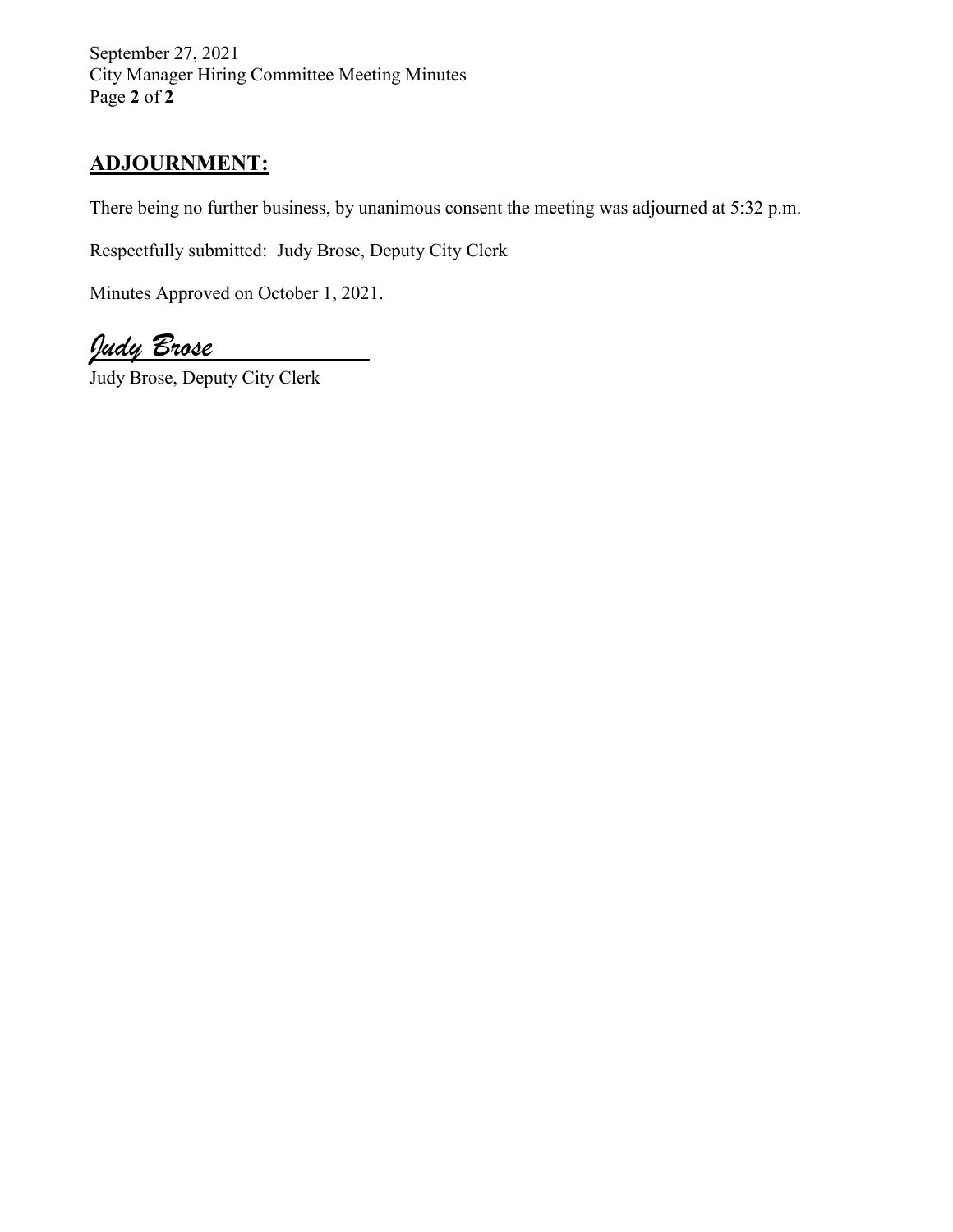## ADJOURNMENT:

There being no further business, by unanimous consent the meeting was adjourned at 5:32 p.m.

Respectfully submitted: Judy Brose, Deputy City Clerk

Minutes Approved on October 1, 2021.

*Judy Brose*

Judy Brose, Deputy City Clerk